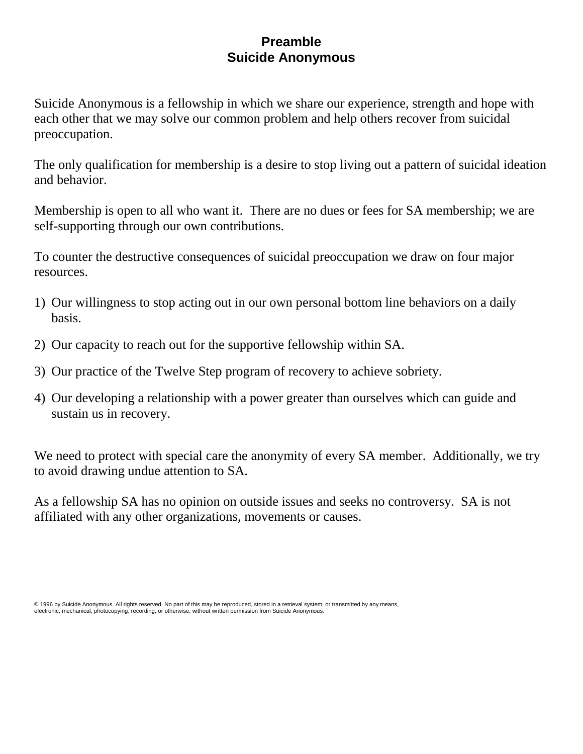# Preamble
# Suicide Anonymous

Suicide Anonymous is a fellowship in which we share our experience, strength and hope with each other that we may solve our common problem and help others recover from suicidal preoccupation.

The only qualification for membership is a desire to stop living out a pattern of suicidal ideation and behavior.

Membership is open to all who want it. There are no dues or fees for SA membership; we are self-supporting through our own contributions.

To counter the destructive consequences of suicidal preoccupation we draw on four major resources.

1) Our willingness to stop acting out in our own personal bottom line behaviors on a daily basis.
2) Our capacity to reach out for the supportive fellowship within SA.
3) Our practice of the Twelve Step program of recovery to achieve sobriety.
4) Our developing a relationship with a power greater than ourselves which can guide and sustain us in recovery.

We need to protect with special care the anonymity of every SA member. Additionally, we try to avoid drawing undue attention to SA.

As a fellowship SA has no opinion on outside issues and seeks no controversy. SA is not affiliated with any other organizations, movements or causes.

© 1996 by Suicide Anonymous. All rights reserved. No part of this may be reproduced, stored in a retrieval system, or transmitted by any means, electronic, mechanical, photocopying, recording, or otherwise, without written permission from Suicide Anonymous.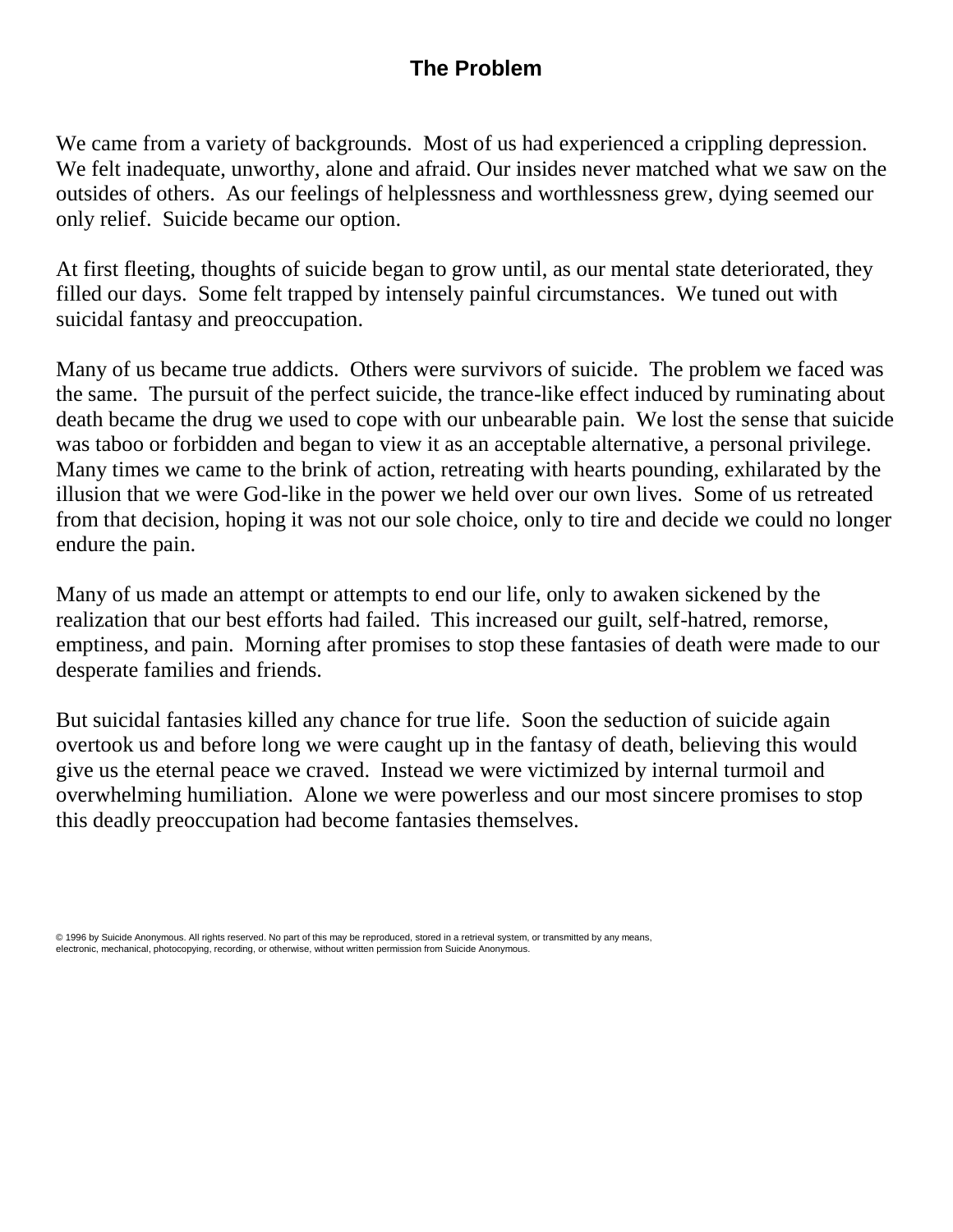## The Problem

We came from a variety of backgrounds. Most of us had experienced a crippling depression. We felt inadequate, unworthy, alone and afraid. Our insides never matched what we saw on the outsides of others. As our feelings of helplessness and worthlessness grew, dying seemed our only relief. Suicide became our option.

At first fleeting, thoughts of suicide began to grow until, as our mental state deteriorated, they filled our days. Some felt trapped by intensely painful circumstances. We tuned out with suicidal fantasy and preoccupation.

Many of us became true addicts. Others were survivors of suicide. The problem we faced was the same. The pursuit of the perfect suicide, the trance-like effect induced by ruminating about death became the drug we used to cope with our unbearable pain. We lost the sense that suicide was taboo or forbidden and began to view it as an acceptable alternative, a personal privilege. Many times we came to the brink of action, retreating with hearts pounding, exhilarated by the illusion that we were God-like in the power we held over our own lives. Some of us retreated from that decision, hoping it was not our sole choice, only to tire and decide we could no longer endure the pain.

Many of us made an attempt or attempts to end our life, only to awaken sickened by the realization that our best efforts had failed. This increased our guilt, self-hatred, remorse, emptiness, and pain. Morning after promises to stop these fantasies of death were made to our desperate families and friends.

But suicidal fantasies killed any chance for true life. Soon the seduction of suicide again overtook us and before long we were caught up in the fantasy of death, believing this would give us the eternal peace we craved. Instead we were victimized by internal turmoil and overwhelming humiliation. Alone we were powerless and our most sincere promises to stop this deadly preoccupation had become fantasies themselves.

© 1996 by Suicide Anonymous. All rights reserved. No part of this may be reproduced, stored in a retrieval system, or transmitted by any means, electronic, mechanical, photocopying, recording, or otherwise, without written permission from Suicide Anonymous.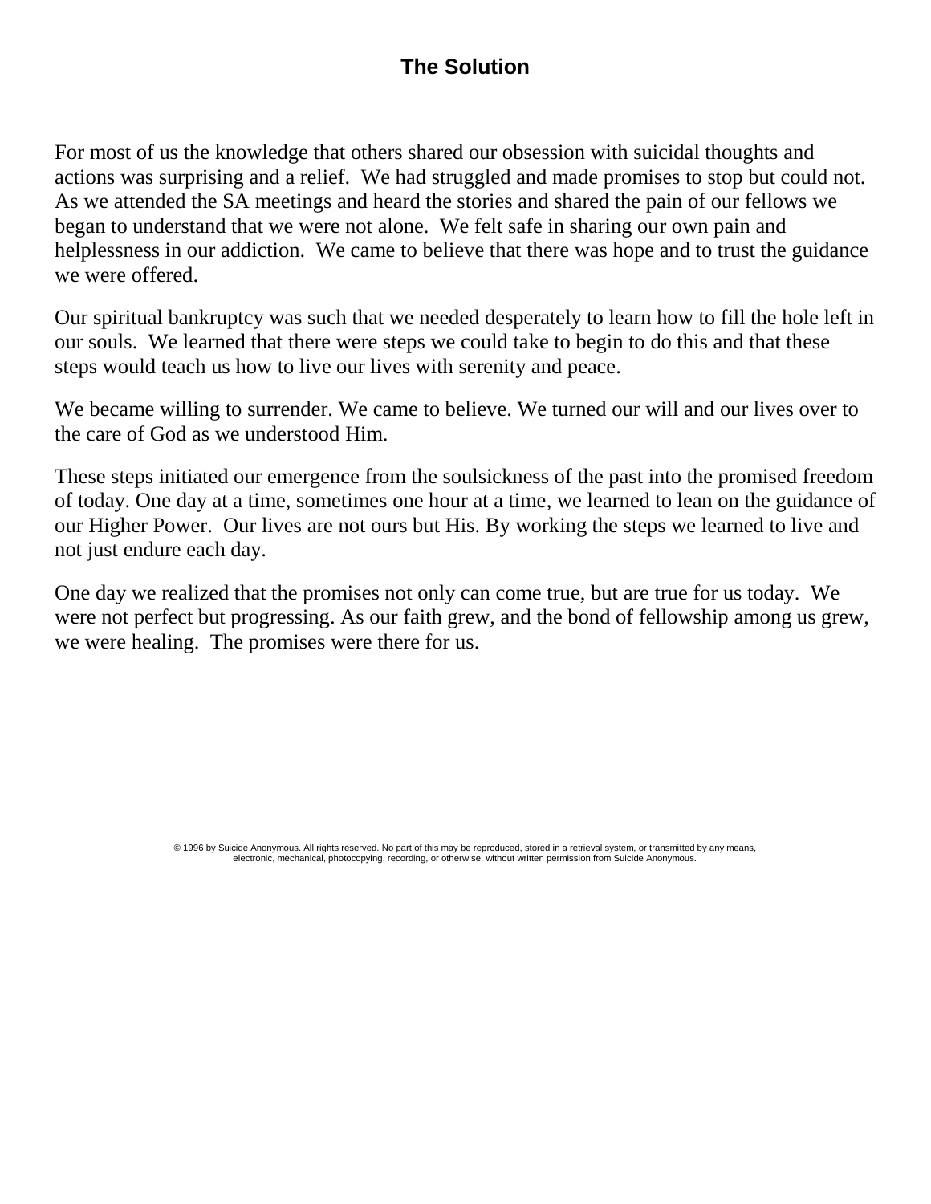## The Solution

For most of us the knowledge that others shared our obsession with suicidal thoughts and actions was surprising and a relief. We had struggled and made promises to stop but could not. As we attended the SA meetings and heard the stories and shared the pain of our fellows we began to understand that we were not alone. We felt safe in sharing our own pain and helplessness in our addiction. We came to believe that there was hope and to trust the guidance we were offered.

Our spiritual bankruptcy was such that we needed desperately to learn how to fill the hole left in our souls. We learned that there were steps we could take to begin to do this and that these steps would teach us how to live our lives with serenity and peace.

We became willing to surrender. We came to believe. We turned our will and our lives over to the care of God as we understood Him.

These steps initiated our emergence from the soulsickness of the past into the promised freedom of today. One day at a time, sometimes one hour at a time, we learned to lean on the guidance of our Higher Power. Our lives are not ours but His. By working the steps we learned to live and not just endure each day.

One day we realized that the promises not only can come true, but are true for us today. We were not perfect but progressing. As our faith grew, and the bond of fellowship among us grew, we were healing. The promises were there for us.

© 1996 by Suicide Anonymous. All rights reserved. No part of this may be reproduced, stored in a retrieval system, or transmitted by any means, electronic, mechanical, photocopying, recording, or otherwise, without written permission from Suicide Anonymous.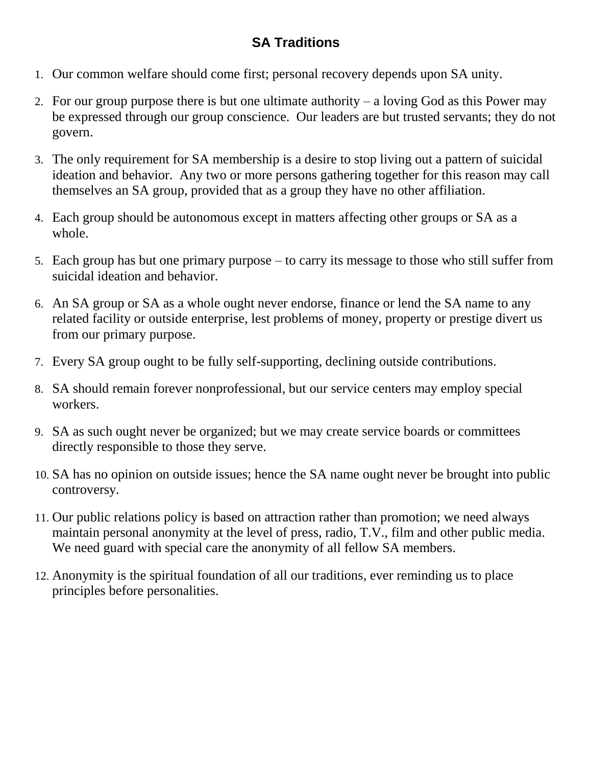## SA Traditions

1. Our common welfare should come first; personal recovery depends upon SA unity.
2. For our group purpose there is but one ultimate authority – a loving God as this Power may be expressed through our group conscience. Our leaders are but trusted servants; they do not govern.
3. The only requirement for SA membership is a desire to stop living out a pattern of suicidal ideation and behavior. Any two or more persons gathering together for this reason may call themselves an SA group, provided that as a group they have no other affiliation.
4. Each group should be autonomous except in matters affecting other groups or SA as a whole.
5. Each group has but one primary purpose – to carry its message to those who still suffer from suicidal ideation and behavior.
6. An SA group or SA as a whole ought never endorse, finance or lend the SA name to any related facility or outside enterprise, lest problems of money, property or prestige divert us from our primary purpose.
7. Every SA group ought to be fully self-supporting, declining outside contributions.
8. SA should remain forever nonprofessional, but our service centers may employ special workers.
9. SA as such ought never be organized; but we may create service boards or committees directly responsible to those they serve.
10. SA has no opinion on outside issues; hence the SA name ought never be brought into public controversy.
11. Our public relations policy is based on attraction rather than promotion; we need always maintain personal anonymity at the level of press, radio, T.V., film and other public media. We need guard with special care the anonymity of all fellow SA members.
12. Anonymity is the spiritual foundation of all our traditions, ever reminding us to place principles before personalities.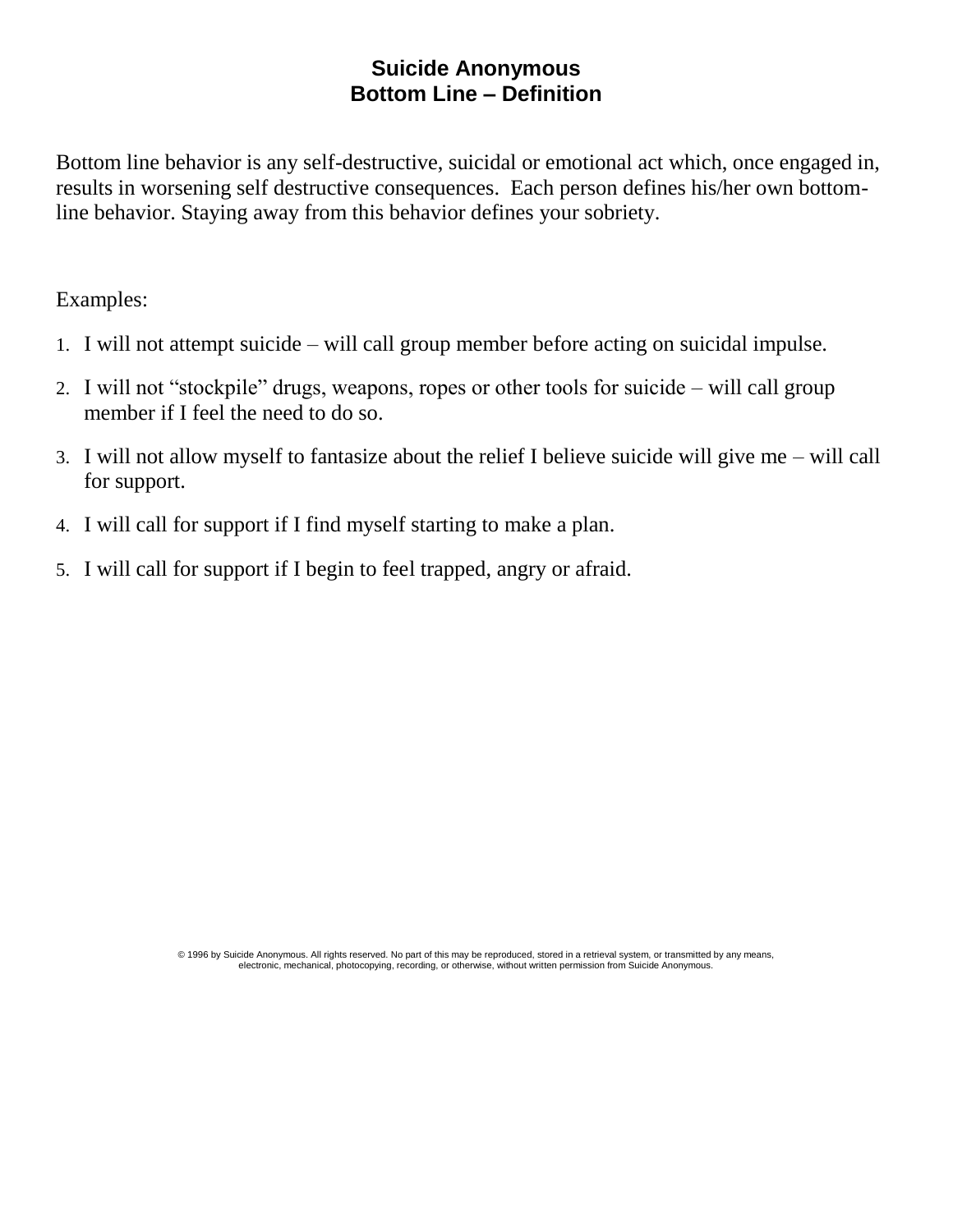# Suicide Anonymous
## Bottom Line – Definition

Bottom line behavior is any self-destructive, suicidal or emotional act which, once engaged in, results in worsening self destructive consequences. Each person defines his/her own bottom-line behavior. Staying away from this behavior defines your sobriety.

Examples:

1. I will not attempt suicide – will call group member before acting on suicidal impulse.
2. I will not "stockpile" drugs, weapons, ropes or other tools for suicide – will call group member if I feel the need to do so.
3. I will not allow myself to fantasize about the relief I believe suicide will give me – will call for support.
4. I will call for support if I find myself starting to make a plan.
5. I will call for support if I begin to feel trapped, angry or afraid.

© 1996 by Suicide Anonymous. All rights reserved. No part of this may be reproduced, stored in a retrieval system, or transmitted by any means, electronic, mechanical, photocopying, recording, or otherwise, without written permission from Suicide Anonymous.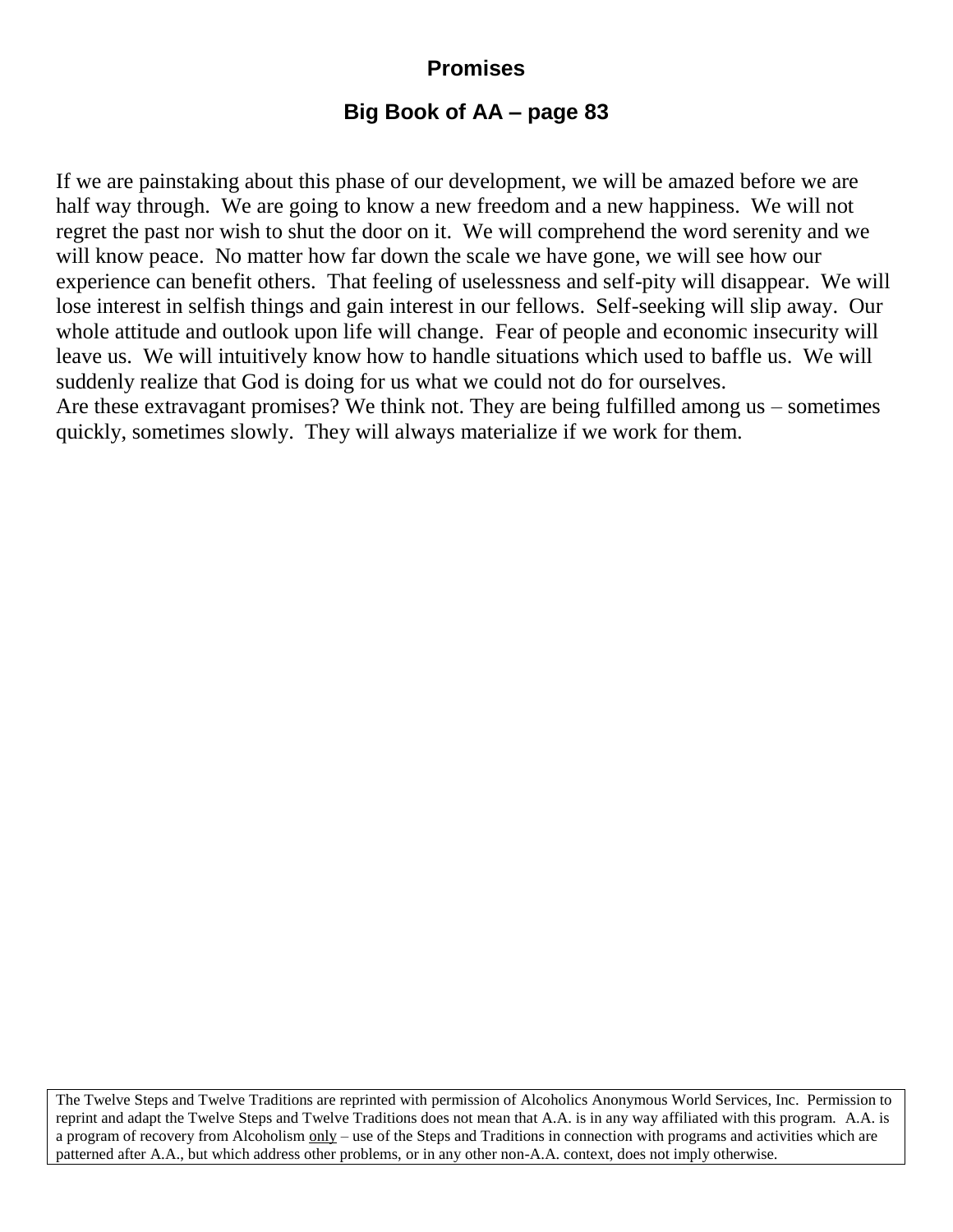## Promises

## Big Book of AA – page 83

If we are painstaking about this phase of our development, we will be amazed before we are half way through. We are going to know a new freedom and a new happiness. We will not regret the past nor wish to shut the door on it. We will comprehend the word serenity and we will know peace. No matter how far down the scale we have gone, we will see how our experience can benefit others. That feeling of uselessness and self-pity will disappear. We will lose interest in selfish things and gain interest in our fellows. Self-seeking will slip away. Our whole attitude and outlook upon life will change. Fear of people and economic insecurity will leave us. We will intuitively know how to handle situations which used to baffle us. We will suddenly realize that God is doing for us what we could not do for ourselves.
Are these extravagant promises? We think not. They are being fulfilled among us – sometimes quickly, sometimes slowly. They will always materialize if we work for them.

The Twelve Steps and Twelve Traditions are reprinted with permission of Alcoholics Anonymous World Services, Inc. Permission to reprint and adapt the Twelve Steps and Twelve Traditions does not mean that A.A. is in any way affiliated with this program. A.A. is a program of recovery from Alcoholism <u>only</u> – use of the Steps and Traditions in connection with programs and activities which are patterned after A.A., but which address other problems, or in any other non-A.A. context, does not imply otherwise.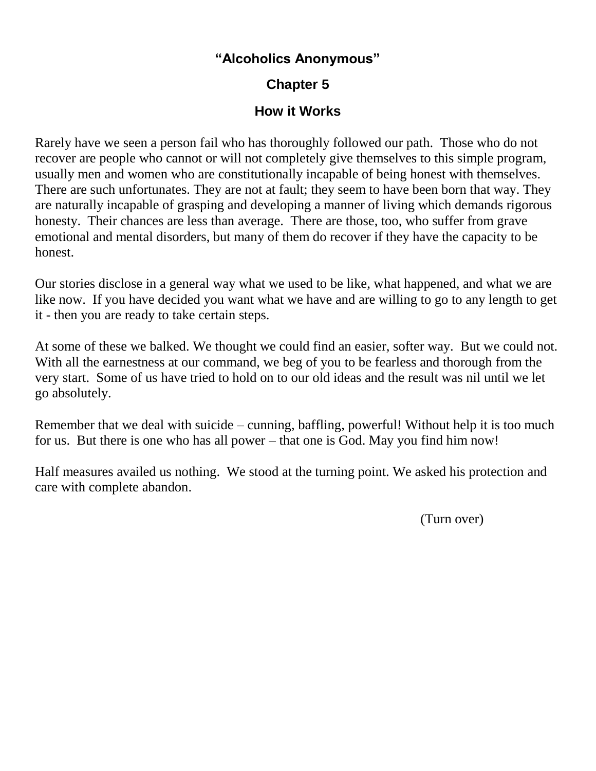**"Alcoholics Anonymous"**

**Chapter 5**

**How it Works**

Rarely have we seen a person fail who has thoroughly followed our path. Those who do not recover are people who cannot or will not completely give themselves to this simple program, usually men and women who are constitutionally incapable of being honest with themselves. There are such unfortunates. They are not at fault; they seem to have been born that way. They are naturally incapable of grasping and developing a manner of living which demands rigorous honesty. Their chances are less than average. There are those, too, who suffer from grave emotional and mental disorders, but many of them do recover if they have the capacity to be honest.

Our stories disclose in a general way what we used to be like, what happened, and what we are like now. If you have decided you want what we have and are willing to go to any length to get it - then you are ready to take certain steps.

At some of these we balked. We thought we could find an easier, softer way. But we could not. With all the earnestness at our command, we beg of you to be fearless and thorough from the very start. Some of us have tried to hold on to our old ideas and the result was nil until we let go absolutely.

Remember that we deal with suicide – cunning, baffling, powerful! Without help it is too much for us. But there is one who has all power – that one is God. May you find him now!

Half measures availed us nothing. We stood at the turning point. We asked his protection and care with complete abandon.

(Turn over)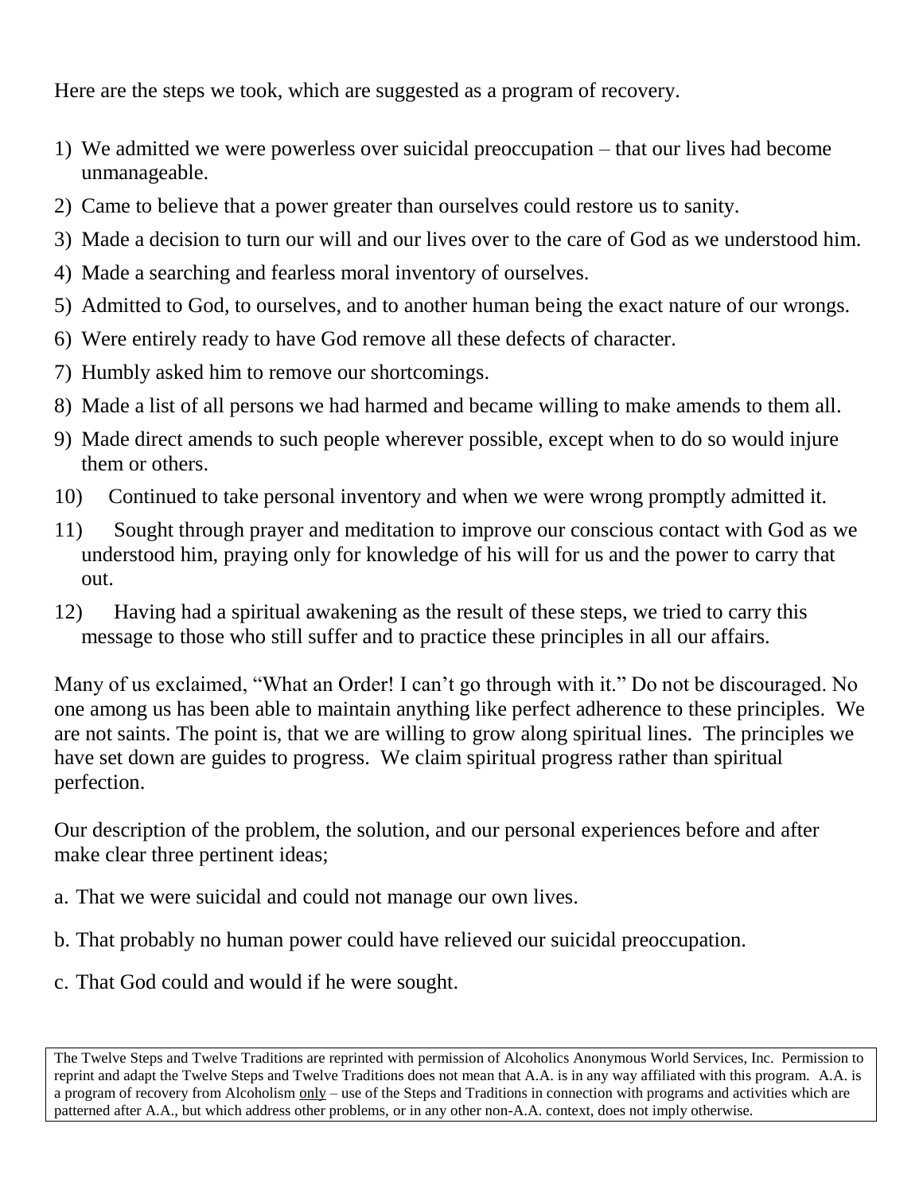Here are the steps we took, which are suggested as a program of recovery.

1) We admitted we were powerless over suicidal preoccupation – that our lives had become unmanageable.
2) Came to believe that a power greater than ourselves could restore us to sanity.
3) Made a decision to turn our will and our lives over to the care of God as we understood him.
4) Made a searching and fearless moral inventory of ourselves.
5) Admitted to God, to ourselves, and to another human being the exact nature of our wrongs.
6) Were entirely ready to have God remove all these defects of character.
7) Humbly asked him to remove our shortcomings.
8) Made a list of all persons we had harmed and became willing to make amends to them all.
9) Made direct amends to such people wherever possible, except when to do so would injure them or others.
10) Continued to take personal inventory and when we were wrong promptly admitted it.
11) Sought through prayer and meditation to improve our conscious contact with God as we understood him, praying only for knowledge of his will for us and the power to carry that out.
12) Having had a spiritual awakening as the result of these steps, we tried to carry this message to those who still suffer and to practice these principles in all our affairs.

Many of us exclaimed, "What an Order! I can't go through with it." Do not be discouraged. No one among us has been able to maintain anything like perfect adherence to these principles. We are not saints. The point is, that we are willing to grow along spiritual lines. The principles we have set down are guides to progress. We claim spiritual progress rather than spiritual perfection.

Our description of the problem, the solution, and our personal experiences before and after make clear three pertinent ideas;

a. That we were suicidal and could not manage our own lives.

b. That probably no human power could have relieved our suicidal preoccupation.

c. That God could and would if he were sought.

The Twelve Steps and Twelve Traditions are reprinted with permission of Alcoholics Anonymous World Services, Inc. Permission to reprint and adapt the Twelve Steps and Twelve Traditions does not mean that A.A. is in any way affiliated with this program. A.A. is a program of recovery from Alcoholism <u>only</u> – use of the Steps and Traditions in connection with programs and activities which are patterned after A.A., but which address other problems, or in any other non-A.A. context, does not imply otherwise.